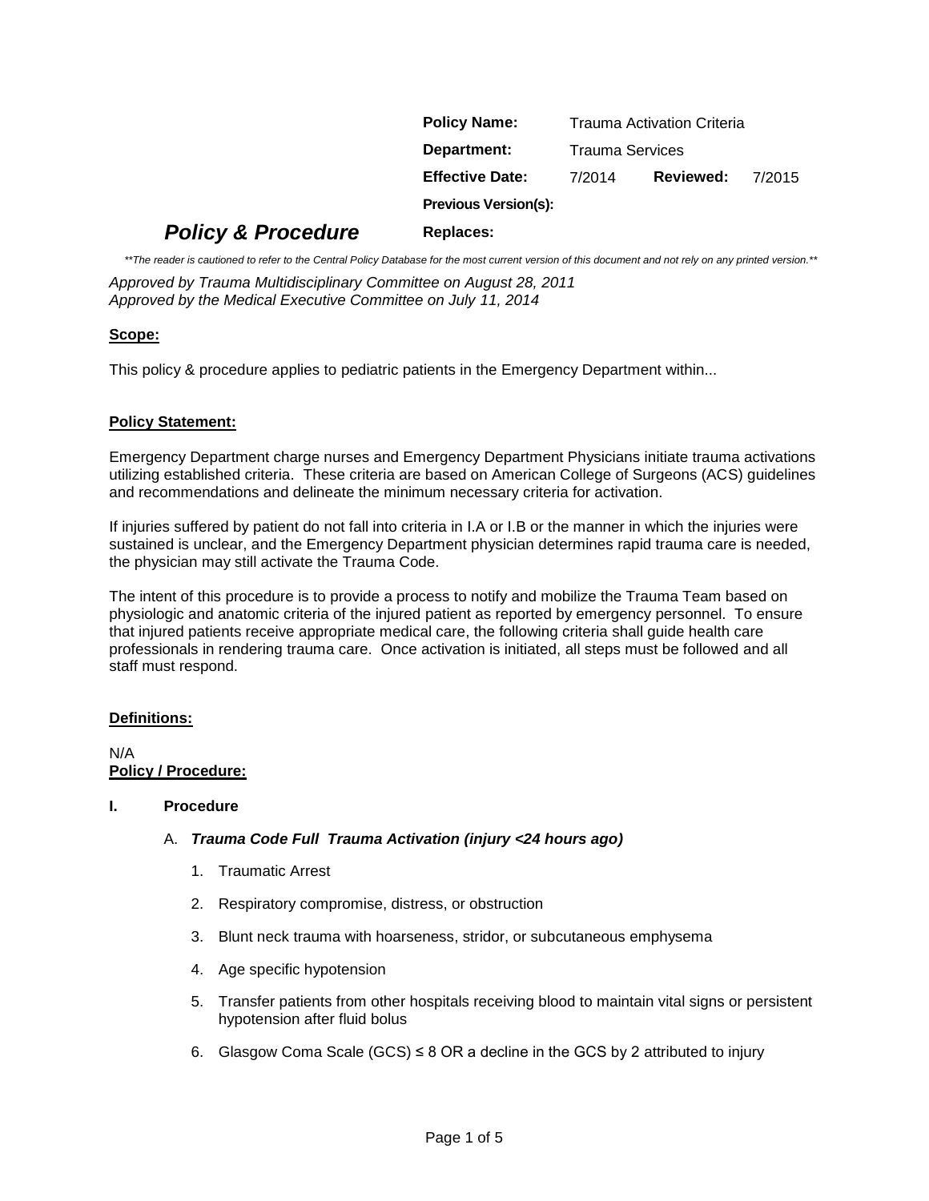| **Policy Name:** | Trauma Activation Criteria | | |
| --- | --- | --- | --- |
| **Department:** | Trauma Services | | |
| **Effective Date:** | 7/2014 | **Reviewed:** | 7/2015 |
| **Previous Version(s):** | | | |
| **Replaces:** | | | |

# *Policy & Procedure*

*\*\*The reader is cautioned to refer to the Central Policy Database for the most current version of this document and not rely on any printed version.\*\**

*Approved by Trauma Multidisciplinary Committee on August 28, 2011*
*Approved by the Medical Executive Committee on July 11, 2014*

**<u>Scope:</u>**

This policy & procedure applies to pediatric patients in the Emergency Department within...

**<u>Policy Statement:</u>**

Emergency Department charge nurses and Emergency Department Physicians initiate trauma activations utilizing established criteria. These criteria are based on American College of Surgeons (ACS) guidelines and recommendations and delineate the minimum necessary criteria for activation.

If injuries suffered by patient do not fall into criteria in I.A or I.B or the manner in which the injuries were sustained is unclear, and the Emergency Department physician determines rapid trauma care is needed, the physician may still activate the Trauma Code.

The intent of this procedure is to provide a process to notify and mobilize the Trauma Team based on physiologic and anatomic criteria of the injured patient as reported by emergency personnel. To ensure that injured patients receive appropriate medical care, the following criteria shall guide health care professionals in rendering trauma care. Once activation is initiated, all steps must be followed and all staff must respond.

**<u>Definitions:</u>**

N/A

**<u>Policy / Procedure:</u>**

**I. Procedure**

A. ***Trauma Code Full Trauma Activation (injury <24 hours ago)***

1. Traumatic Arrest
2. Respiratory compromise, distress, or obstruction
3. Blunt neck trauma with hoarseness, stridor, or subcutaneous emphysema
4. Age specific hypotension
5. Transfer patients from other hospitals receiving blood to maintain vital signs or persistent hypotension after fluid bolus
6. Glasgow Coma Scale (GCS) ≤ 8 OR a decline in the GCS by 2 attributed to injury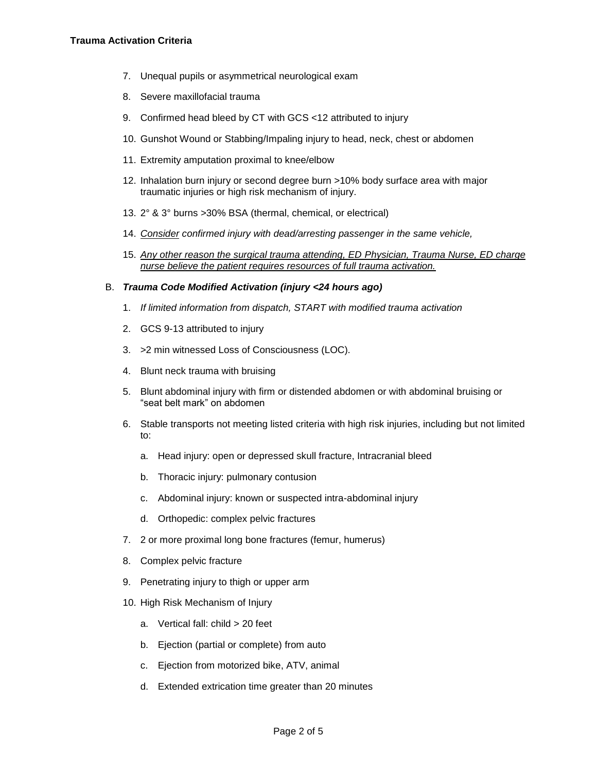7. Unequal pupils or asymmetrical neurological exam
8. Severe maxillofacial trauma
9. Confirmed head bleed by CT with GCS <12 attributed to injury
10. Gunshot Wound or Stabbing/Impaling injury to head, neck, chest or abdomen
11. Extremity amputation proximal to knee/elbow
12. Inhalation burn injury or second degree burn >10% body surface area with major traumatic injuries or high risk mechanism of injury.
13. 2° & 3° burns >30% BSA (thermal, chemical, or electrical)
14. *Consider confirmed injury with dead/arresting passenger in the same vehicle,*
15. *Any other reason the surgical trauma attending, ED Physician, Trauma Nurse, ED charge nurse believe the patient requires resources of full trauma activation.*

B. ***Trauma Code Modified Activation (injury <24 hours ago)***

1. *If limited information from dispatch, START with modified trauma activation*
2. GCS 9-13 attributed to injury
3. >2 min witnessed Loss of Consciousness (LOC).
4. Blunt neck trauma with bruising
5. Blunt abdominal injury with firm or distended abdomen or with abdominal bruising or "seat belt mark" on abdomen
6. Stable transports not meeting listed criteria with high risk injuries, including but not limited to:
   a. Head injury: open or depressed skull fracture, Intracranial bleed
   b. Thoracic injury: pulmonary contusion
   c. Abdominal injury: known or suspected intra-abdominal injury
   d. Orthopedic: complex pelvic fractures
7. 2 or more proximal long bone fractures (femur, humerus)
8. Complex pelvic fracture
9. Penetrating injury to thigh or upper arm
10. High Risk Mechanism of Injury
    a. Vertical fall: child > 20 feet
    b. Ejection (partial or complete) from auto
    c. Ejection from motorized bike, ATV, animal
    d. Extended extrication time greater than 20 minutes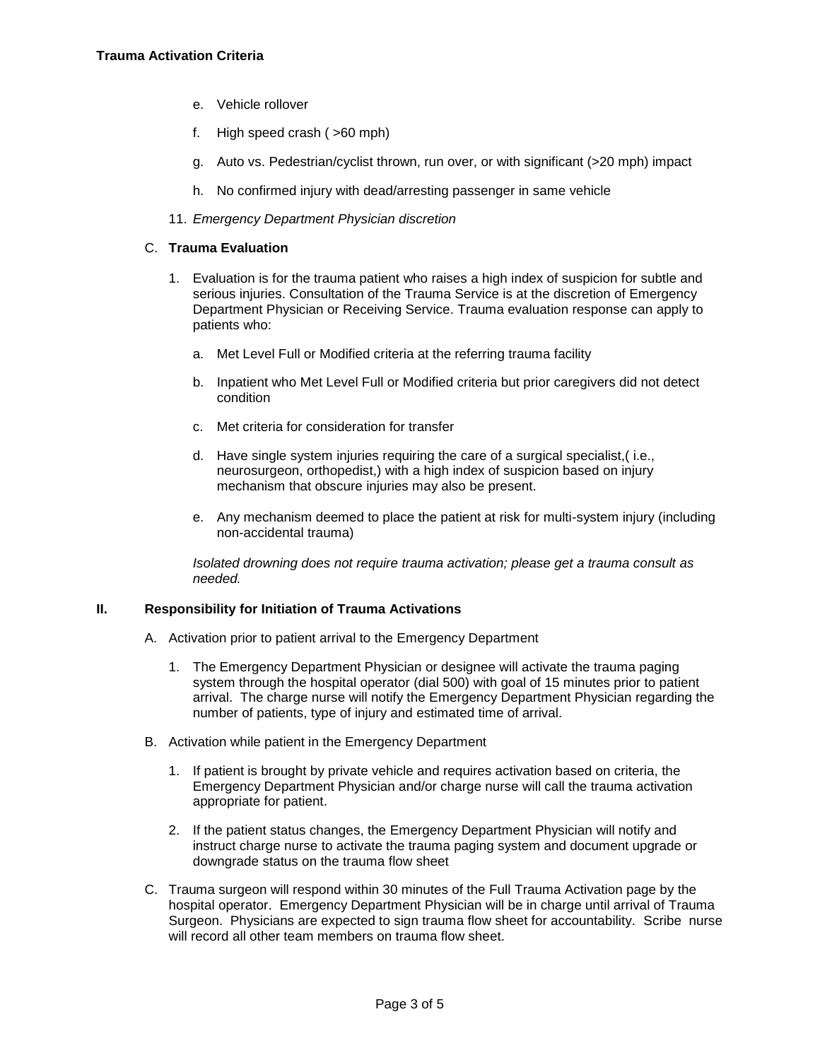e. Vehicle rollover

f. High speed crash ( >60 mph)

g. Auto vs. Pedestrian/cyclist thrown, run over, or with significant (>20 mph) impact

h. No confirmed injury with dead/arresting passenger in same vehicle

11. *Emergency Department Physician discretion*

C. **Trauma Evaluation**

1. Evaluation is for the trauma patient who raises a high index of suspicion for subtle and serious injuries. Consultation of the Trauma Service is at the discretion of Emergency Department Physician or Receiving Service. Trauma evaluation response can apply to patients who:

   a. Met Level Full or Modified criteria at the referring trauma facility

   b. Inpatient who Met Level Full or Modified criteria but prior caregivers did not detect condition

   c. Met criteria for consideration for transfer

   d. Have single system injuries requiring the care of a surgical specialist,( i.e., neurosurgeon, orthopedist,) with a high index of suspicion based on injury mechanism that obscure injuries may also be present.

   e. Any mechanism deemed to place the patient at risk for multi-system injury (including non-accidental trauma)

   *Isolated drowning does not require trauma activation; please get a trauma consult as needed.*

## II. Responsibility for Initiation of Trauma Activations

A. Activation prior to patient arrival to the Emergency Department

1. The Emergency Department Physician or designee will activate the trauma paging system through the hospital operator (dial 500) with goal of 15 minutes prior to patient arrival. The charge nurse will notify the Emergency Department Physician regarding the number of patients, type of injury and estimated time of arrival.

B. Activation while patient in the Emergency Department

1. If patient is brought by private vehicle and requires activation based on criteria, the Emergency Department Physician and/or charge nurse will call the trauma activation appropriate for patient.

2. If the patient status changes, the Emergency Department Physician will notify and instruct charge nurse to activate the trauma paging system and document upgrade or downgrade status on the trauma flow sheet

C. Trauma surgeon will respond within 30 minutes of the Full Trauma Activation page by the hospital operator. Emergency Department Physician will be in charge until arrival of Trauma Surgeon. Physicians are expected to sign trauma flow sheet for accountability. Scribe nurse will record all other team members on trauma flow sheet.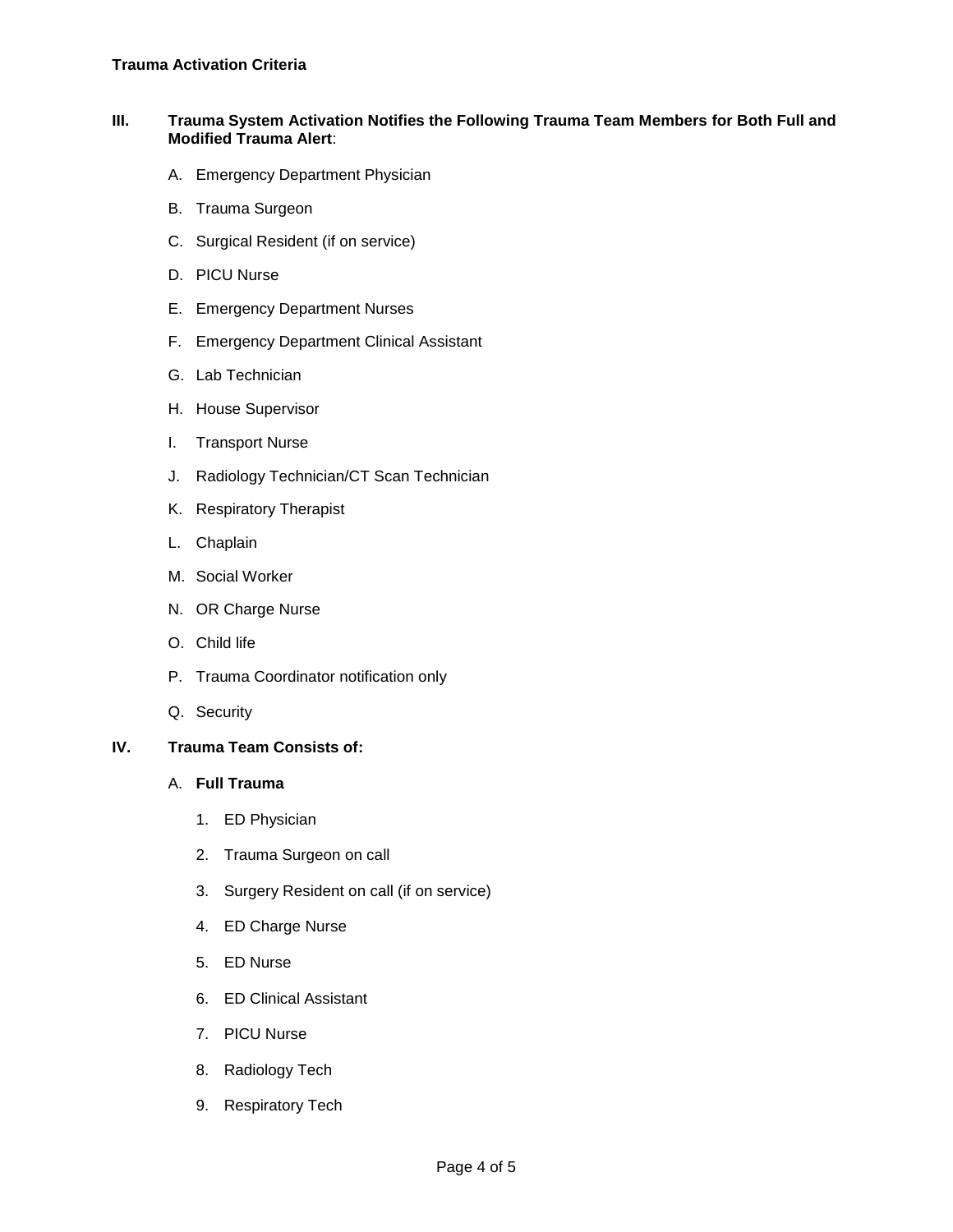**Trauma Activation Criteria**

**III. Trauma System Activation Notifies the Following Trauma Team Members for Both Full and Modified Trauma Alert**:

A. Emergency Department Physician

B. Trauma Surgeon

C. Surgical Resident (if on service)

D. PICU Nurse

E. Emergency Department Nurses

F. Emergency Department Clinical Assistant

G. Lab Technician

H. House Supervisor

I. Transport Nurse

J. Radiology Technician/CT Scan Technician

K. Respiratory Therapist

L. Chaplain

M. Social Worker

N. OR Charge Nurse

O. Child life

P. Trauma Coordinator notification only

Q. Security

**IV. Trauma Team Consists of:**

A. **Full Trauma**

1. ED Physician
2. Trauma Surgeon on call
3. Surgery Resident on call (if on service)
4. ED Charge Nurse
5. ED Nurse
6. ED Clinical Assistant
7. PICU Nurse
8. Radiology Tech
9. Respiratory Tech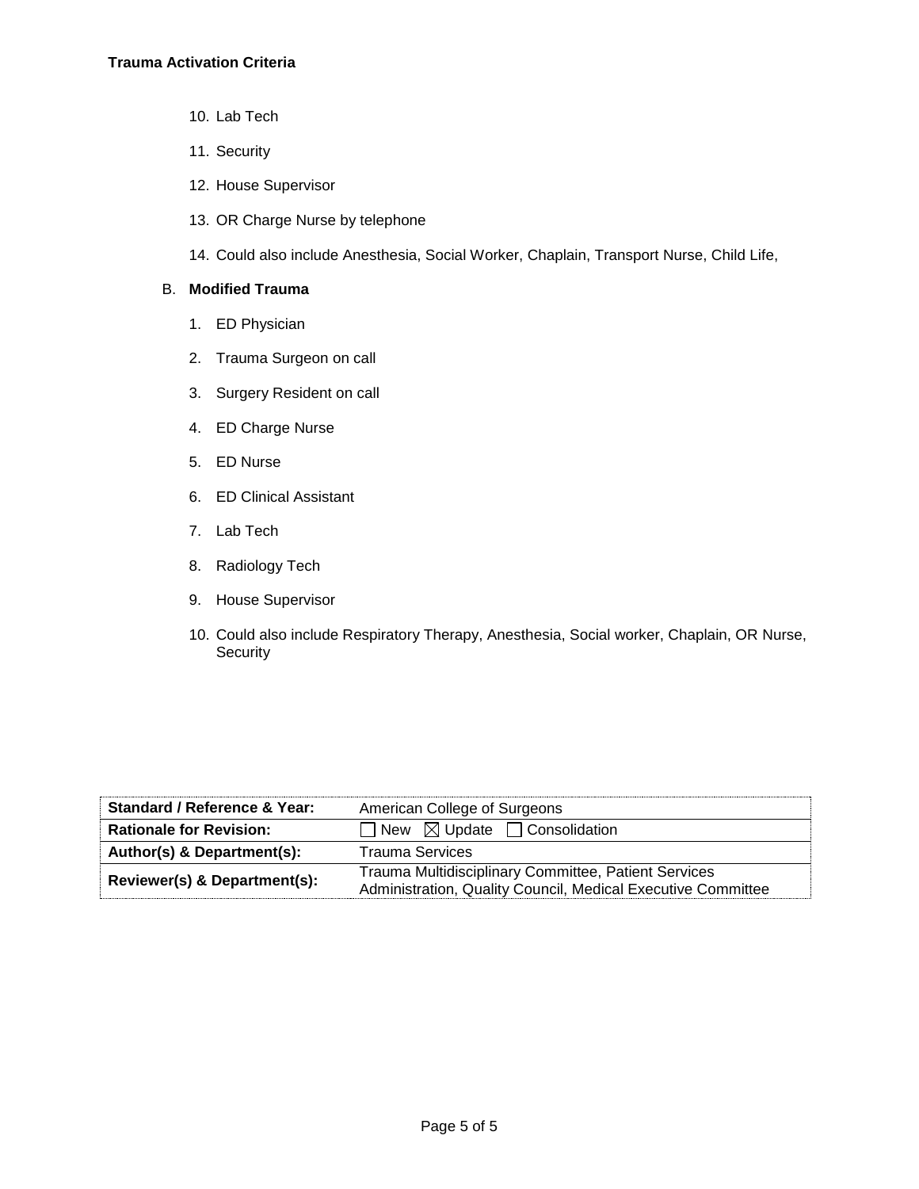10. Lab Tech
11. Security
12. House Supervisor
13. OR Charge Nurse by telephone
14. Could also include Anesthesia, Social Worker, Chaplain, Transport Nurse, Child Life,

B. **Modified Trauma**

1. ED Physician
2. Trauma Surgeon on call
3. Surgery Resident on call
4. ED Charge Nurse
5. ED Nurse
6. ED Clinical Assistant
7. Lab Tech
8. Radiology Tech
9. House Supervisor
10. Could also include Respiratory Therapy, Anesthesia, Social worker, Chaplain, OR Nurse, Security

| | |
|---|---|
| **Standard / Reference & Year:** | American College of Surgeons |
| **Rationale for Revision:** | ☐ New ☒ Update ☐ Consolidation |
| **Author(s) & Department(s):** | Trauma Services |
| **Reviewer(s) & Department(s):** | Trauma Multidisciplinary Committee, Patient Services Administration, Quality Council, Medical Executive Committee |